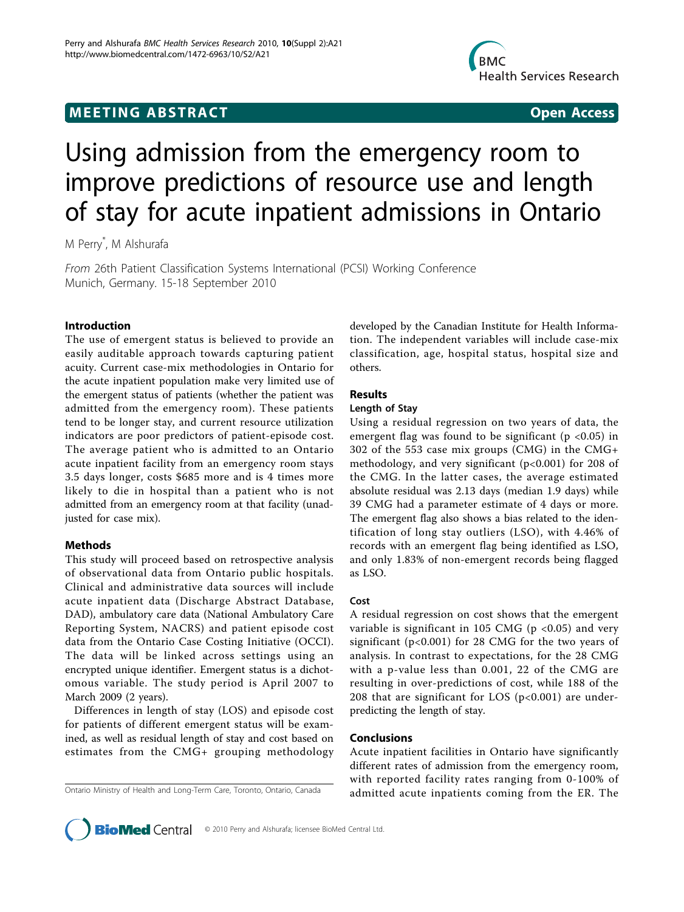**MEETING ABSTRACT** **Open Access**

# Using admission from the emergency room to improve predictions of resource use and length of stay for acute inpatient admissions in Ontario

M Perry*, M Alshurafa

*From* 26th Patient Classification Systems International (PCSI) Working Conference
Munich, Germany. 15-18 September 2010

## Introduction

The use of emergent status is believed to provide an easily auditable approach towards capturing patient acuity. Current case-mix methodologies in Ontario for the acute inpatient population make very limited use of the emergent status of patients (whether the patient was admitted from the emergency room). These patients tend to be longer stay, and current resource utilization indicators are poor predictors of patient-episode cost. The average patient who is admitted to an Ontario acute inpatient facility from an emergency room stays 3.5 days longer, costs $685 more and is 4 times more likely to die in hospital than a patient who is not admitted from an emergency room at that facility (unadjusted for case mix).

## Methods

This study will proceed based on retrospective analysis of observational data from Ontario public hospitals. Clinical and administrative data sources will include acute inpatient data (Discharge Abstract Database, DAD), ambulatory care data (National Ambulatory Care Reporting System, NACRS) and patient episode cost data from the Ontario Case Costing Initiative (OCCI). The data will be linked across settings using an encrypted unique identifier. Emergent status is a dichotomous variable. The study period is April 2007 to March 2009 (2 years).

Differences in length of stay (LOS) and episode cost for patients of different emergent status will be examined, as well as residual length of stay and cost based on estimates from the CMG+ grouping methodology developed by the Canadian Institute for Health Information. The independent variables will include case-mix classification, age, hospital status, hospital size and others.

Ontario Ministry of Health and Long-Term Care, Toronto, Ontario, Canada

## Results

### Length of Stay

Using a residual regression on two years of data, the emergent flag was found to be significant ($p < 0.05$) in 302 of the 553 case mix groups (CMG) in the CMG+ methodology, and very significant ($p < 0.001$) for 208 of the CMG. In the latter cases, the average estimated absolute residual was 2.13 days (median 1.9 days) while 39 CMG had a parameter estimate of 4 days or more. The emergent flag also shows a bias related to the identification of long stay outliers (LSO), with 4.46% of records with an emergent flag being identified as LSO, and only 1.83% of non-emergent records being flagged as LSO.

### Cost

A residual regression on cost shows that the emergent variable is significant in 105 CMG ($p < 0.05$) and very significant ($p < 0.001$) for 28 CMG for the two years of analysis. In contrast to expectations, for the 28 CMG with a p-value less than 0.001, 22 of the CMG are resulting in over-predictions of cost, while 188 of the 208 that are significant for LOS ($p < 0.001$) are under-predicting the length of stay.

## Conclusions

Acute inpatient facilities in Ontario have significantly different rates of admission from the emergency room, with reported facility rates ranging from 0-100% of admitted acute inpatients coming from the ER. The

© 2010 Perry and Alshurafa; licensee BioMed Central Ltd.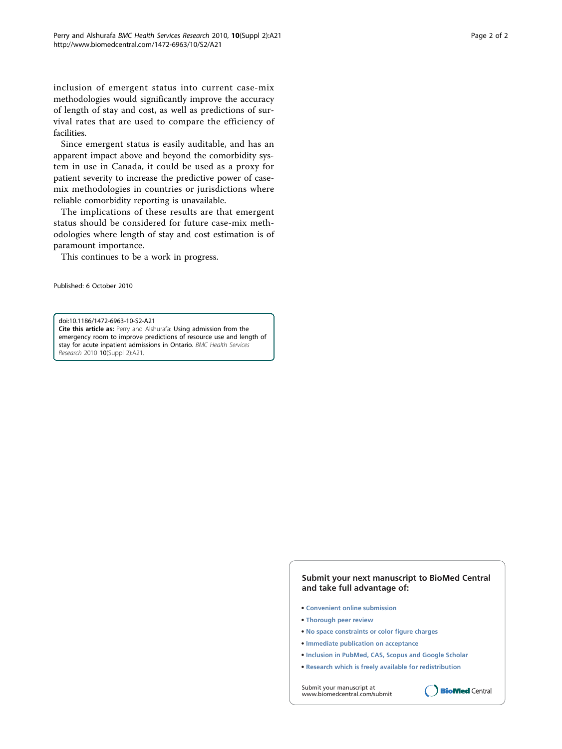inclusion of emergent status into current case-mix methodologies would significantly improve the accuracy of length of stay and cost, as well as predictions of survival rates that are used to compare the efficiency of facilities.

Since emergent status is easily auditable, and has an apparent impact above and beyond the comorbidity system in use in Canada, it could be used as a proxy for patient severity to increase the predictive power of case-mix methodologies in countries or jurisdictions where reliable comorbidity reporting is unavailable.

The implications of these results are that emergent status should be considered for future case-mix methodologies where length of stay and cost estimation is of paramount importance.

This continues to be a work in progress.

Published: 6 October 2010

doi:10.1186/1472-6963-10-S2-A21
**Cite this article as:** Perry and Alshurafa: Using admission from the emergency room to improve predictions of resource use and length of stay for acute inpatient admissions in Ontario. *BMC Health Services Research* 2010 **10**(Suppl 2):A21.

**Submit your next manuscript to BioMed Central and take full advantage of:**

- Convenient online submission
- Thorough peer review
- No space constraints or color figure charges
- Immediate publication on acceptance
- Inclusion in PubMed, CAS, Scopus and Google Scholar
- Research which is freely available for redistribution

Submit your manuscript at
www.biomedcentral.com/submit

BioMed Central